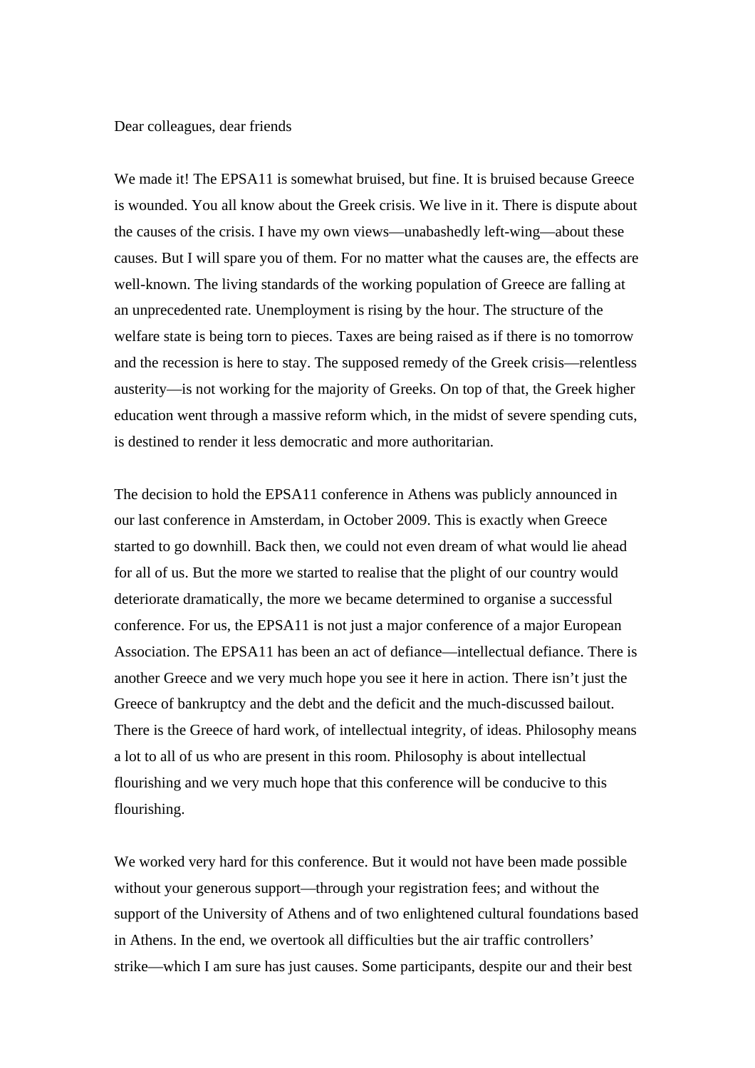Dear colleagues, dear friends

We made it! The EPSA11 is somewhat bruised, but fine. It is bruised because Greece is wounded. You all know about the Greek crisis. We live in it. There is dispute about the causes of the crisis. I have my own views—unabashedly left-wing—about these causes. But I will spare you of them. For no matter what the causes are, the effects are well-known. The living standards of the working population of Greece are falling at an unprecedented rate. Unemployment is rising by the hour. The structure of the welfare state is being torn to pieces. Taxes are being raised as if there is no tomorrow and the recession is here to stay. The supposed remedy of the Greek crisis—relentless austerity—is not working for the majority of Greeks. On top of that, the Greek higher education went through a massive reform which, in the midst of severe spending cuts, is destined to render it less democratic and more authoritarian.

The decision to hold the EPSA11 conference in Athens was publicly announced in our last conference in Amsterdam, in October 2009. This is exactly when Greece started to go downhill. Back then, we could not even dream of what would lie ahead for all of us. But the more we started to realise that the plight of our country would deteriorate dramatically, the more we became determined to organise a successful conference. For us, the EPSA11 is not just a major conference of a major European Association. The EPSA11 has been an act of defiance—intellectual defiance. There is another Greece and we very much hope you see it here in action. There isn't just the Greece of bankruptcy and the debt and the deficit and the much-discussed bailout. There is the Greece of hard work, of intellectual integrity, of ideas. Philosophy means a lot to all of us who are present in this room. Philosophy is about intellectual flourishing and we very much hope that this conference will be conducive to this flourishing.

We worked very hard for this conference. But it would not have been made possible without your generous support—through your registration fees; and without the support of the University of Athens and of two enlightened cultural foundations based in Athens. In the end, we overtook all difficulties but the air traffic controllers' strike—which I am sure has just causes. Some participants, despite our and their best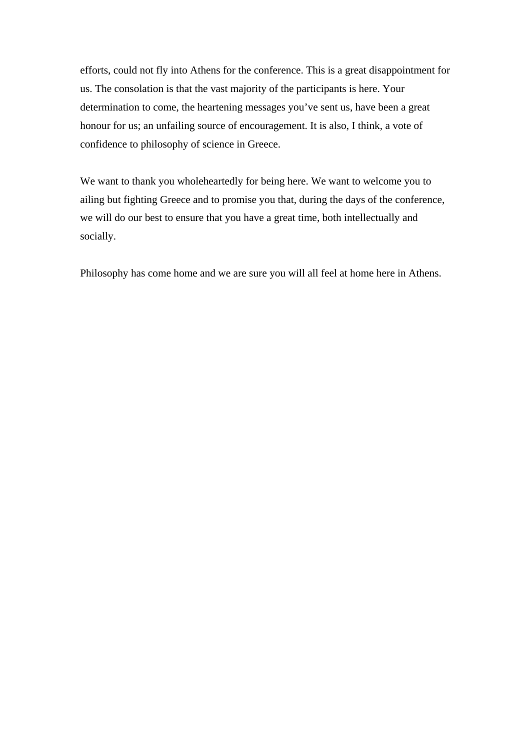efforts, could not fly into Athens for the conference. This is a great disappointment for us. The consolation is that the vast majority of the participants is here. Your determination to come, the heartening messages you've sent us, have been a great honour for us; an unfailing source of encouragement. It is also, I think, a vote of confidence to philosophy of science in Greece.

We want to thank you wholeheartedly for being here. We want to welcome you to ailing but fighting Greece and to promise you that, during the days of the conference, we will do our best to ensure that you have a great time, both intellectually and socially.

Philosophy has come home and we are sure you will all feel at home here in Athens.